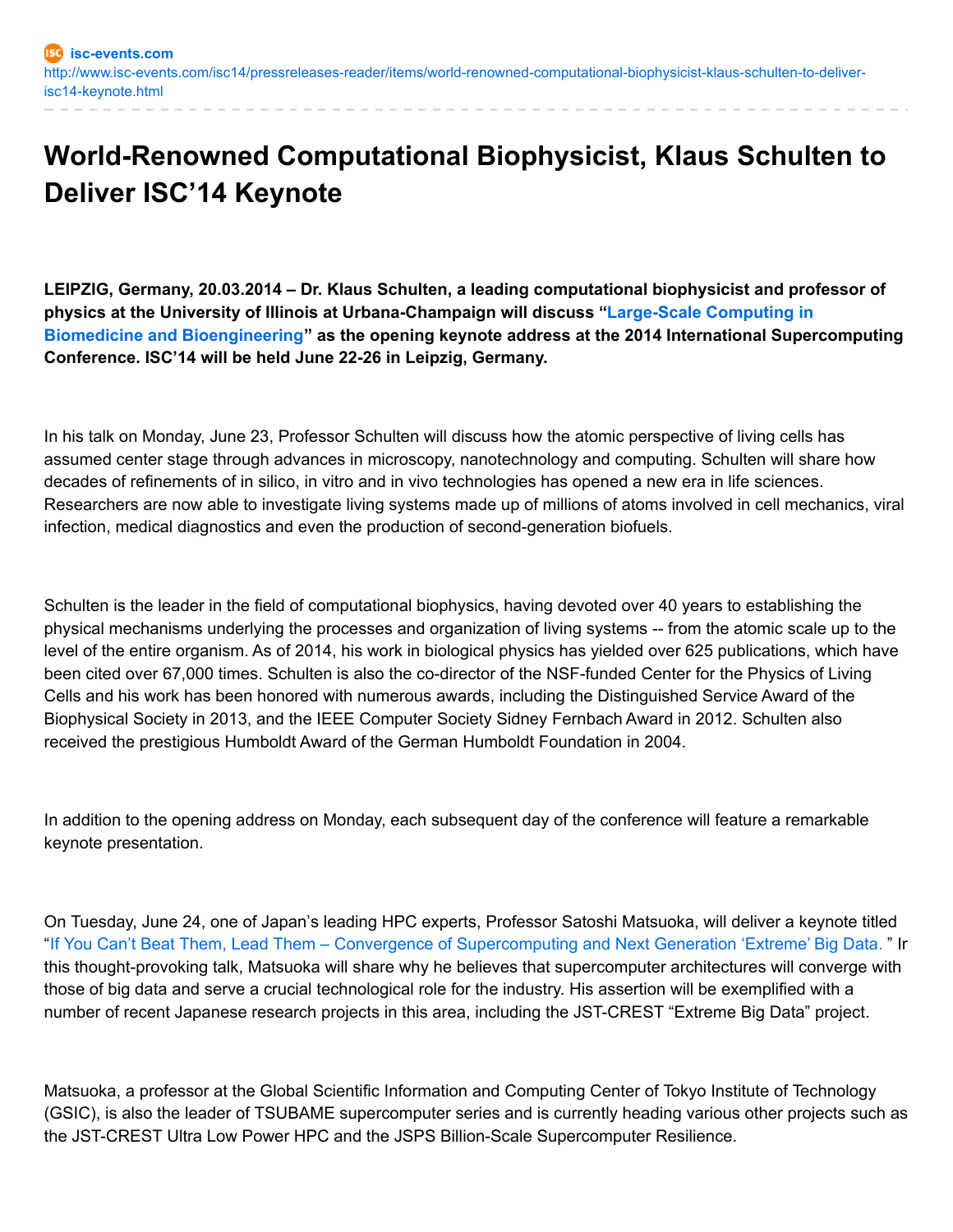isc-events.com
http://www.isc-events.com/isc14/pressreleases-reader/items/world-renowned-computational-biophysicist-klaus-schulten-to-deliver-isc14-keynote.html

# World-Renowned Computational Biophysicist, Klaus Schulten to Deliver ISC’14 Keynote

**LEIPZIG, Germany, 20.03.2014 – Dr. Klaus Schulten, a leading computational biophysicist and professor of physics at the University of Illinois at Urbana-Champaign will discuss “Large-Scale Computing in Biomedicine and Bioengineering” as the opening keynote address at the 2014 International Supercomputing Conference. ISC’14 will be held June 22-26 in Leipzig, Germany.**

In his talk on Monday, June 23, Professor Schulten will discuss how the atomic perspective of living cells has assumed center stage through advances in microscopy, nanotechnology and computing. Schulten will share how decades of refinements of in silico, in vitro and in vivo technologies has opened a new era in life sciences. Researchers are now able to investigate living systems made up of millions of atoms involved in cell mechanics, viral infection, medical diagnostics and even the production of second-generation biofuels.

Schulten is the leader in the field of computational biophysics, having devoted over 40 years to establishing the physical mechanisms underlying the processes and organization of living systems -- from the atomic scale up to the level of the entire organism. As of 2014, his work in biological physics has yielded over 625 publications, which have been cited over 67,000 times. Schulten is also the co-director of the NSF-funded Center for the Physics of Living Cells and his work has been honored with numerous awards, including the Distinguished Service Award of the Biophysical Society in 2013, and the IEEE Computer Society Sidney Fernbach Award in 2012. Schulten also received the prestigious Humboldt Award of the German Humboldt Foundation in 2004.

In addition to the opening address on Monday, each subsequent day of the conference will feature a remarkable keynote presentation.

On Tuesday, June 24, one of Japan’s leading HPC experts, Professor Satoshi Matsuoka, will deliver a keynote titled “If You Can’t Beat Them, Lead Them – Convergence of Supercomputing and Next Generation ‘Extreme’ Big Data.” In this thought-provoking talk, Matsuoka will share why he believes that supercomputer architectures will converge with those of big data and serve a crucial technological role for the industry. His assertion will be exemplified with a number of recent Japanese research projects in this area, including the JST-CREST “Extreme Big Data” project.

Matsuoka, a professor at the Global Scientific Information and Computing Center of Tokyo Institute of Technology (GSIC), is also the leader of TSUBAME supercomputer series and is currently heading various other projects such as the JST-CREST Ultra Low Power HPC and the JSPS Billion-Scale Supercomputer Resilience.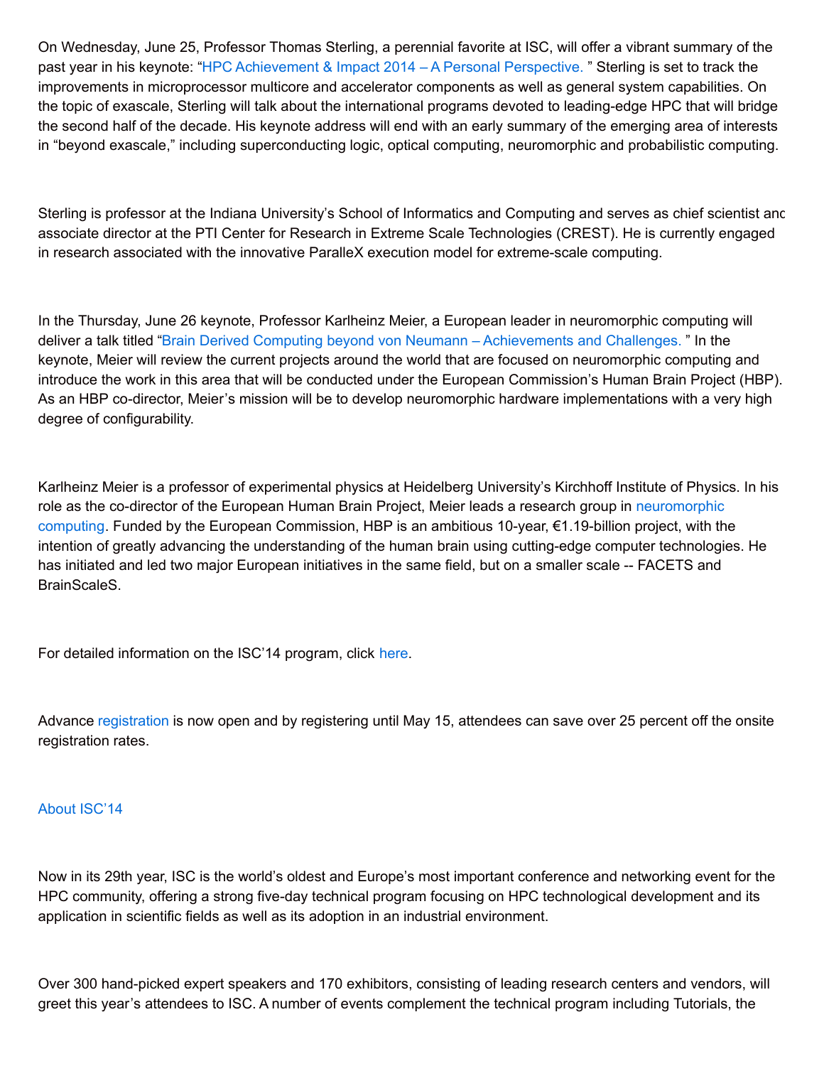On Wednesday, June 25, Professor Thomas Sterling, a perennial favorite at ISC, will offer a vibrant summary of the past year in his keynote: "HPC Achievement & Impact 2014 – A Personal Perspective. " Sterling is set to track the improvements in microprocessor multicore and accelerator components as well as general system capabilities. On the topic of exascale, Sterling will talk about the international programs devoted to leading-edge HPC that will bridge the second half of the decade. His keynote address will end with an early summary of the emerging area of interests in "beyond exascale," including superconducting logic, optical computing, neuromorphic and probabilistic computing.

Sterling is professor at the Indiana University's School of Informatics and Computing and serves as chief scientist and associate director at the PTI Center for Research in Extreme Scale Technologies (CREST). He is currently engaged in research associated with the innovative ParalleX execution model for extreme-scale computing.

In the Thursday, June 26 keynote, Professor Karlheinz Meier, a European leader in neuromorphic computing will deliver a talk titled "Brain Derived Computing beyond von Neumann – Achievements and Challenges. " In the keynote, Meier will review the current projects around the world that are focused on neuromorphic computing and introduce the work in this area that will be conducted under the European Commission's Human Brain Project (HBP). As an HBP co-director, Meier's mission will be to develop neuromorphic hardware implementations with a very high degree of configurability.

Karlheinz Meier is a professor of experimental physics at Heidelberg University's Kirchhoff Institute of Physics. In his role as the co-director of the European Human Brain Project, Meier leads a research group in neuromorphic computing. Funded by the European Commission, HBP is an ambitious 10-year, €1.19-billion project, with the intention of greatly advancing the understanding of the human brain using cutting-edge computer technologies. He has initiated and led two major European initiatives in the same field, but on a smaller scale -- FACETS and BrainScaleS.

For detailed information on the ISC'14 program, click here.

Advance registration is now open and by registering until May 15, attendees can save over 25 percent off the onsite registration rates.

About ISC'14

Now in its 29th year, ISC is the world's oldest and Europe's most important conference and networking event for the HPC community, offering a strong five-day technical program focusing on HPC technological development and its application in scientific fields as well as its adoption in an industrial environment.

Over 300 hand-picked expert speakers and 170 exhibitors, consisting of leading research centers and vendors, will greet this year's attendees to ISC. A number of events complement the technical program including Tutorials, the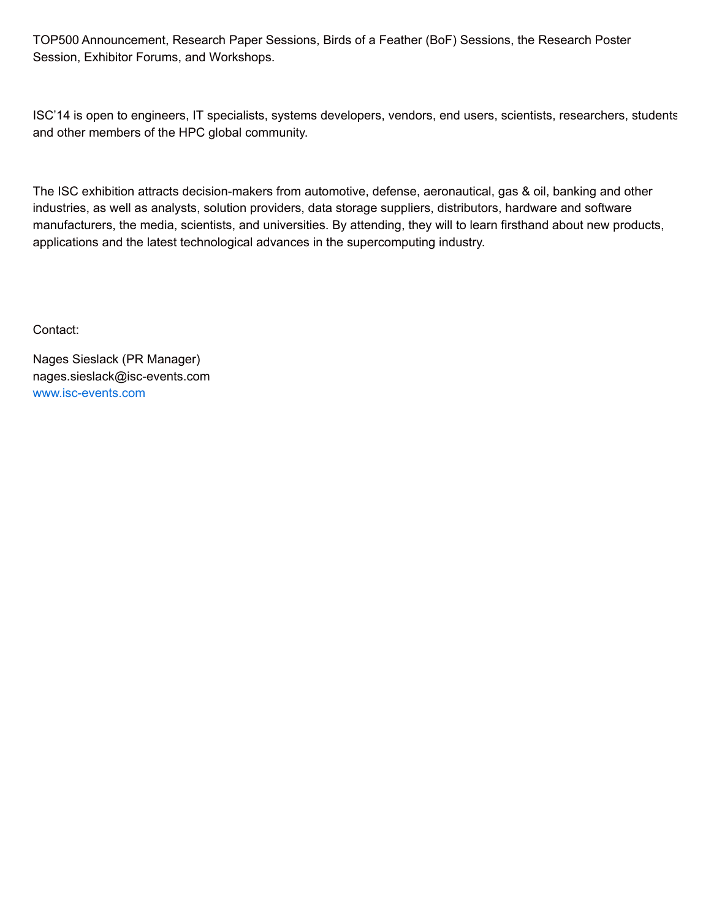TOP500 Announcement, Research Paper Sessions, Birds of a Feather (BoF) Sessions, the Research Poster Session, Exhibitor Forums, and Workshops.

ISC'14 is open to engineers, IT specialists, systems developers, vendors, end users, scientists, researchers, students and other members of the HPC global community.

The ISC exhibition attracts decision-makers from automotive, defense, aeronautical, gas & oil, banking and other industries, as well as analysts, solution providers, data storage suppliers, distributors, hardware and software manufacturers, the media, scientists, and universities. By attending, they will to learn firsthand about new products, applications and the latest technological advances in the supercomputing industry.

Contact:

Nages Sieslack (PR Manager)
nages.sieslack@isc-events.com
www.isc-events.com